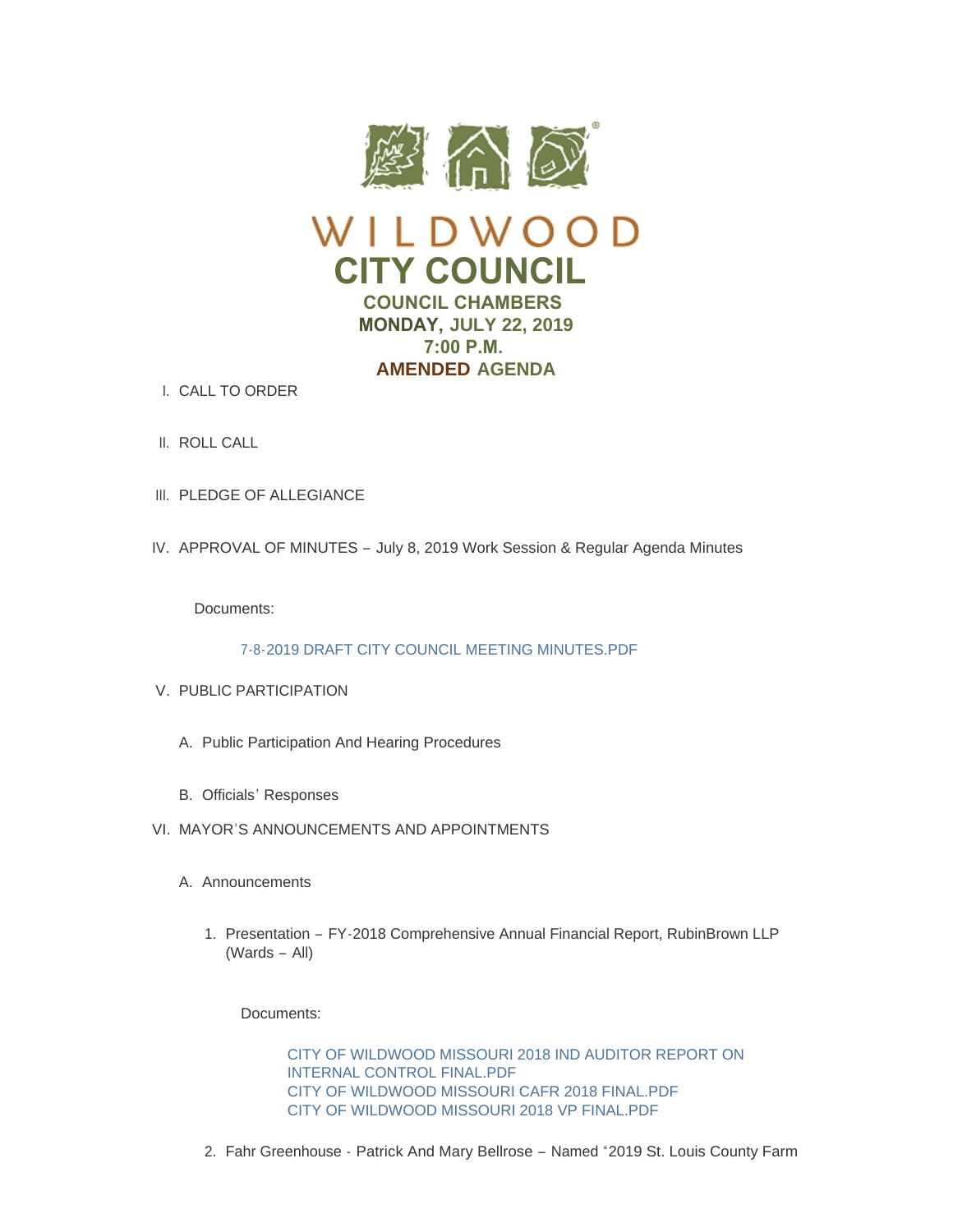# WILDWOOD

# CITY COUNCIL

## COUNCIL CHAMBERS
## MONDAY, JULY 22, 2019
## 7:00 P.M.
## AMENDED AGENDA

I. CALL TO ORDER

II. ROLL CALL

III. PLEDGE OF ALLEGIANCE

IV. APPROVAL OF MINUTES – July 8, 2019 Work Session & Regular Agenda Minutes

Documents:

7-8-2019 DRAFT CITY COUNCIL MEETING MINUTES.PDF

V. PUBLIC PARTICIPATION

A. Public Participation And Hearing Procedures

B. Officials' Responses

VI. MAYOR'S ANNOUNCEMENTS AND APPOINTMENTS

A. Announcements

1. Presentation – FY-2018 Comprehensive Annual Financial Report, RubinBrown LLP (Wards – All)

Documents:

CITY OF WILDWOOD MISSOURI 2018 IND AUDITOR REPORT ON INTERNAL CONTROL FINAL.PDF
CITY OF WILDWOOD MISSOURI CAFR 2018 FINAL.PDF
CITY OF WILDWOOD MISSOURI 2018 VP FINAL.PDF

2. Fahr Greenhouse - Patrick And Mary Bellrose – Named "2019 St. Louis County Farm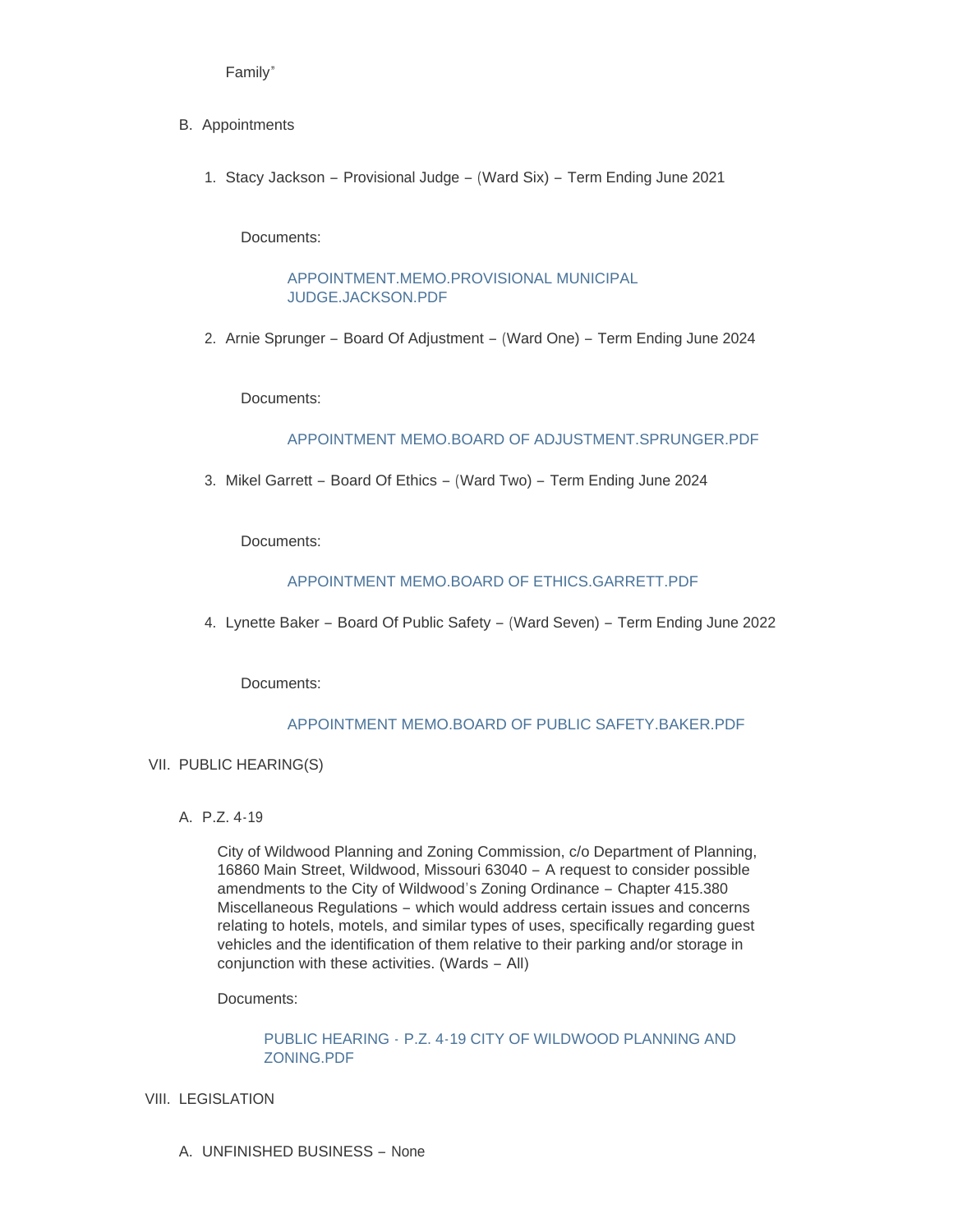Family"

B. Appointments

1. Stacy Jackson – Provisional Judge – (Ward Six) – Term Ending June 2021

   Documents:

   APPOINTMENT.MEMO.PROVISIONAL MUNICIPAL JUDGE.JACKSON.PDF

2. Arnie Sprunger – Board Of Adjustment – (Ward One) – Term Ending June 2024

   Documents:

   APPOINTMENT MEMO.BOARD OF ADJUSTMENT.SPRUNGER.PDF

3. Mikel Garrett – Board Of Ethics – (Ward Two) – Term Ending June 2024

   Documents:

   APPOINTMENT MEMO.BOARD OF ETHICS.GARRETT.PDF

4. Lynette Baker – Board Of Public Safety – (Ward Seven) – Term Ending June 2022

   Documents:

   APPOINTMENT MEMO.BOARD OF PUBLIC SAFETY.BAKER.PDF

VII. PUBLIC HEARING(S)

A. P.Z. 4-19

City of Wildwood Planning and Zoning Commission, c/o Department of Planning, 16860 Main Street, Wildwood, Missouri 63040 – A request to consider possible amendments to the City of Wildwood's Zoning Ordinance – Chapter 415.380 Miscellaneous Regulations – which would address certain issues and concerns relating to hotels, motels, and similar types of uses, specifically regarding guest vehicles and the identification of them relative to their parking and/or storage in conjunction with these activities. (Wards – All)

Documents:

PUBLIC HEARING - P.Z. 4-19 CITY OF WILDWOOD PLANNING AND ZONING.PDF

VIII. LEGISLATION

A. UNFINISHED BUSINESS – None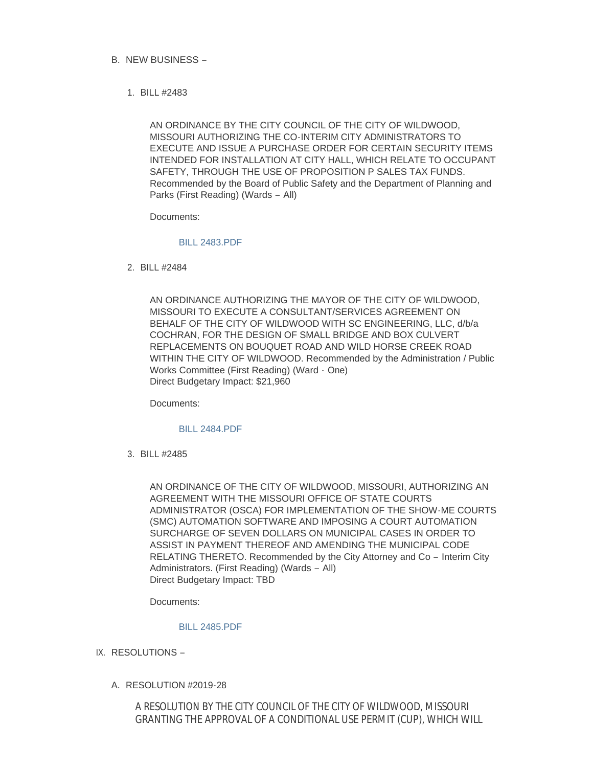B. NEW BUSINESS –

1. BILL #2483

   AN ORDINANCE BY THE CITY COUNCIL OF THE CITY OF WILDWOOD, MISSOURI AUTHORIZING THE CO-INTERIM CITY ADMINISTRATORS TO EXECUTE AND ISSUE A PURCHASE ORDER FOR CERTAIN SECURITY ITEMS INTENDED FOR INSTALLATION AT CITY HALL, WHICH RELATE TO OCCUPANT SAFETY, THROUGH THE USE OF PROPOSITION P SALES TAX FUNDS. Recommended by the Board of Public Safety and the Department of Planning and Parks (First Reading) (Wards – All)

   Documents:

   BILL 2483.PDF

2. BILL #2484

   AN ORDINANCE AUTHORIZING THE MAYOR OF THE CITY OF WILDWOOD, MISSOURI TO EXECUTE A CONSULTANT/SERVICES AGREEMENT ON BEHALF OF THE CITY OF WILDWOOD WITH SC ENGINEERING, LLC, d/b/a COCHRAN, FOR THE DESIGN OF SMALL BRIDGE AND BOX CULVERT REPLACEMENTS ON BOUQUET ROAD AND WILD HORSE CREEK ROAD WITHIN THE CITY OF WILDWOOD. Recommended by the Administration / Public Works Committee (First Reading) (Ward - One)
   Direct Budgetary Impact: $21,960

   Documents:

   BILL 2484.PDF

3. BILL #2485

   AN ORDINANCE OF THE CITY OF WILDWOOD, MISSOURI, AUTHORIZING AN AGREEMENT WITH THE MISSOURI OFFICE OF STATE COURTS ADMINISTRATOR (OSCA) FOR IMPLEMENTATION OF THE SHOW-ME COURTS (SMC) AUTOMATION SOFTWARE AND IMPOSING A COURT AUTOMATION SURCHARGE OF SEVEN DOLLARS ON MUNICIPAL CASES IN ORDER TO ASSIST IN PAYMENT THEREOF AND AMENDING THE MUNICIPAL CODE RELATING THERETO. Recommended by the City Attorney and Co – Interim City Administrators. (First Reading) (Wards – All)
   Direct Budgetary Impact: TBD

   Documents:

   BILL 2485.PDF

IX. RESOLUTIONS –

A. RESOLUTION #2019-28

   A RESOLUTION BY THE CITY COUNCIL OF THE CITY OF WILDWOOD, MISSOURI GRANTING THE APPROVAL OF A CONDITIONAL USE PERMIT (CUP), WHICH WILL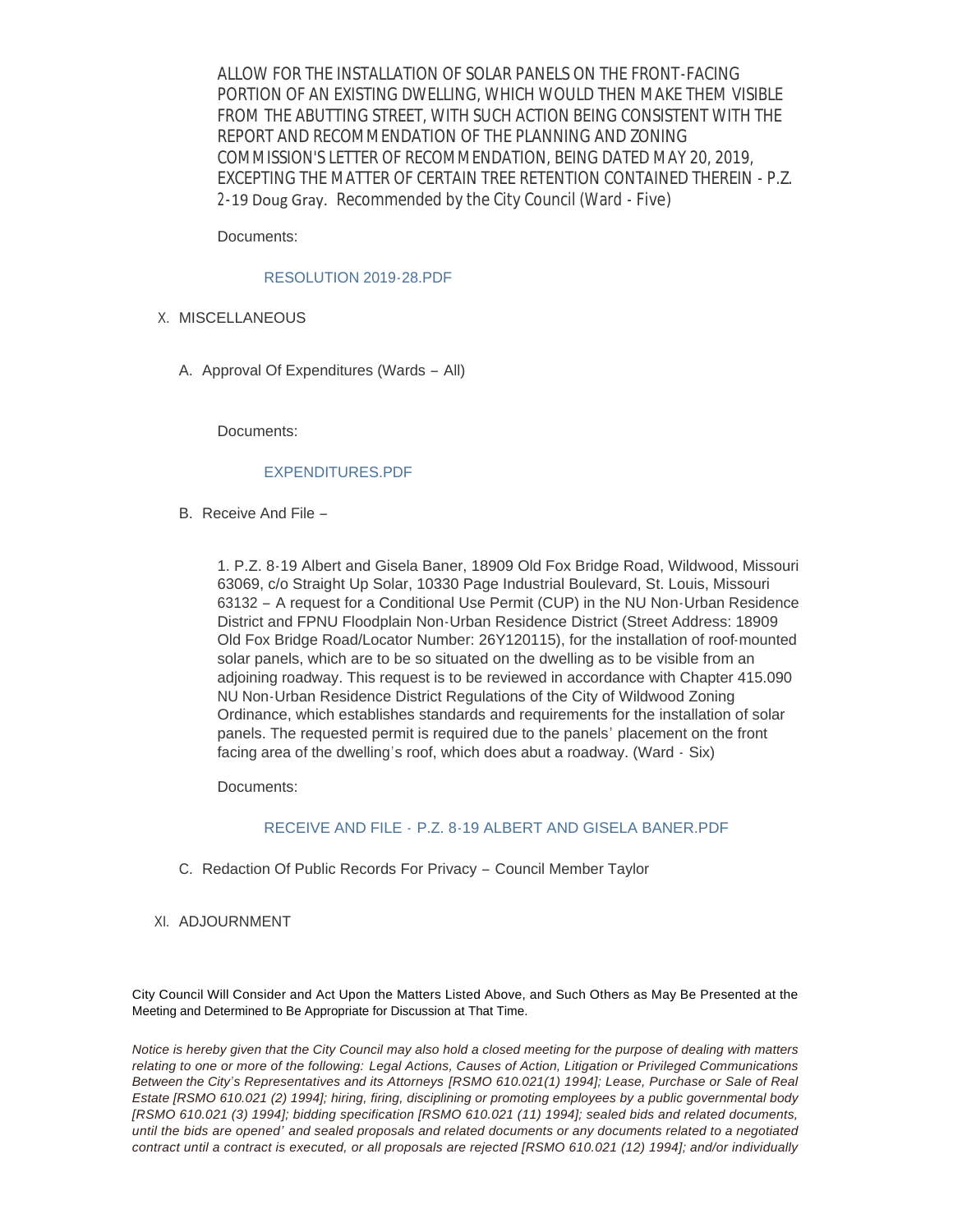ALLOW FOR THE INSTALLATION OF SOLAR PANELS ON THE FRONT-FACING PORTION OF AN EXISTING DWELLING, WHICH WOULD THEN MAKE THEM VISIBLE FROM THE ABUTTING STREET, WITH SUCH ACTION BEING CONSISTENT WITH THE REPORT AND RECOMMENDATION OF THE PLANNING AND ZONING COMMISSION'S LETTER OF RECOMMENDATION, BEING DATED MAY 20, 2019, EXCEPTING THE MATTER OF CERTAIN TREE RETENTION CONTAINED THEREIN - P.Z. 2-19 Doug Gray. Recommended by the City Council (Ward - Five)

Documents:

RESOLUTION 2019-28.PDF

X. MISCELLANEOUS

A. Approval Of Expenditures (Wards – All)

Documents:

EXPENDITURES.PDF

B. Receive And File –

1. P.Z. 8-19 Albert and Gisela Baner, 18909 Old Fox Bridge Road, Wildwood, Missouri 63069, c/o Straight Up Solar, 10330 Page Industrial Boulevard, St. Louis, Missouri 63132 – A request for a Conditional Use Permit (CUP) in the NU Non-Urban Residence District and FPNU Floodplain Non-Urban Residence District (Street Address: 18909 Old Fox Bridge Road/Locator Number: 26Y120115), for the installation of roof-mounted solar panels, which are to be so situated on the dwelling as to be visible from an adjoining roadway. This request is to be reviewed in accordance with Chapter 415.090 NU Non-Urban Residence District Regulations of the City of Wildwood Zoning Ordinance, which establishes standards and requirements for the installation of solar panels. The requested permit is required due to the panels' placement on the front facing area of the dwelling's roof, which does abut a roadway. (Ward - Six)

Documents:

RECEIVE AND FILE - P.Z. 8-19 ALBERT AND GISELA BANER.PDF

C. Redaction Of Public Records For Privacy – Council Member Taylor

XI. ADJOURNMENT

City Council Will Consider and Act Upon the Matters Listed Above, and Such Others as May Be Presented at the Meeting and Determined to Be Appropriate for Discussion at That Time.

*Notice is hereby given that the City Council may also hold a closed meeting for the purpose of dealing with matters relating to one or more of the following: Legal Actions, Causes of Action, Litigation or Privileged Communications Between the City's Representatives and its Attorneys [RSMO 610.021(1) 1994]; Lease, Purchase or Sale of Real Estate [RSMO 610.021 (2) 1994]; hiring, firing, disciplining or promoting employees by a public governmental body [RSMO 610.021 (3) 1994]; bidding specification [RSMO 610.021 (11) 1994]; sealed bids and related documents, until the bids are opened' and sealed proposals and related documents or any documents related to a negotiated contract until a contract is executed, or all proposals are rejected [RSMO 610.021 (12) 1994]; and/or individually*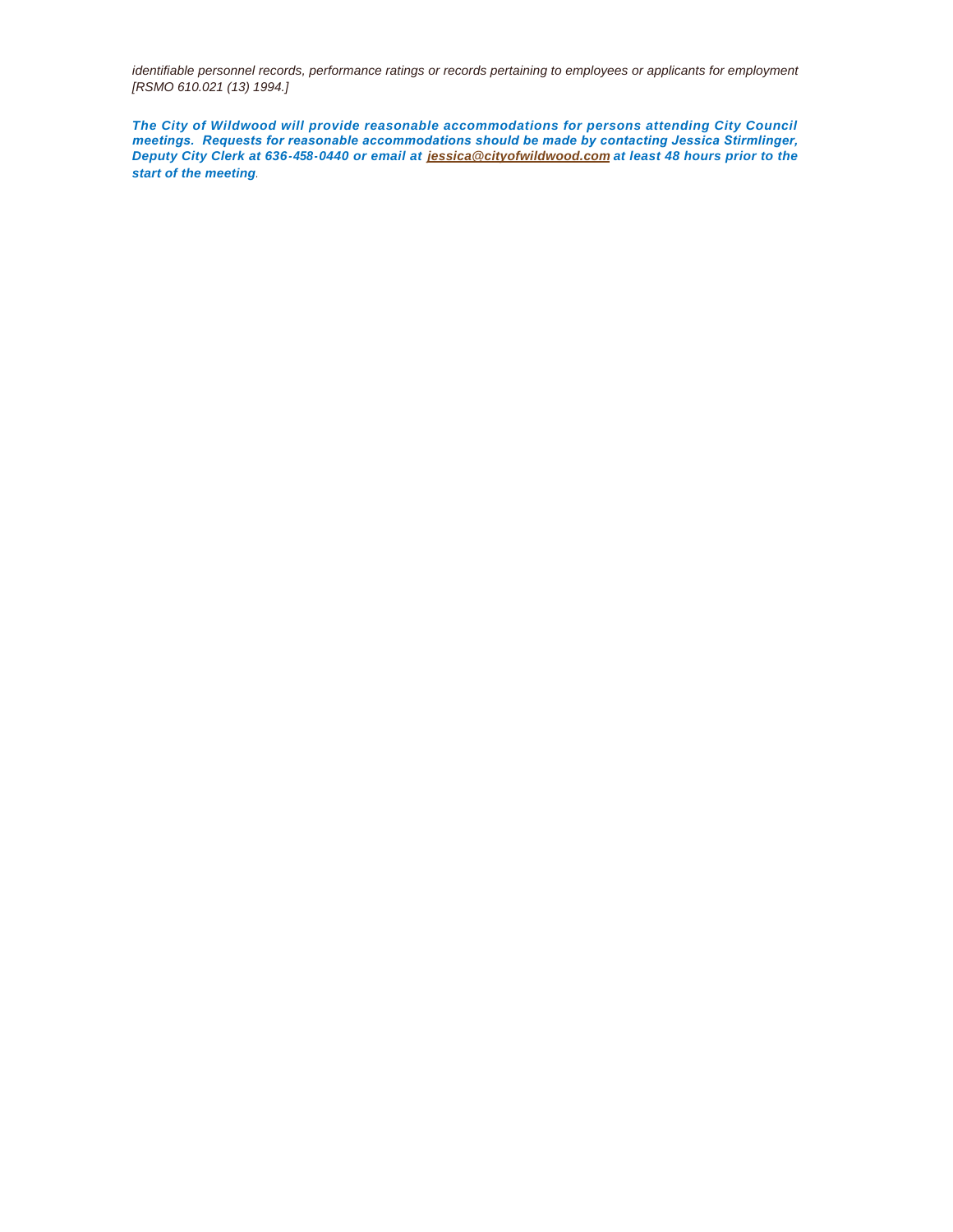*identifiable personnel records, performance ratings or records pertaining to employees or applicants for employment [RSMO 610.021 (13) 1994.]*

***The City of Wildwood will provide reasonable accommodations for persons attending City Council meetings. Requests for reasonable accommodations should be made by contacting Jessica Stirmlinger, Deputy City Clerk at 636-458-0440 or email at [jessica@cityofwildwood.com](mailto:jessica@cityofwildwood.com) at least 48 hours prior to the start of the meeting.***